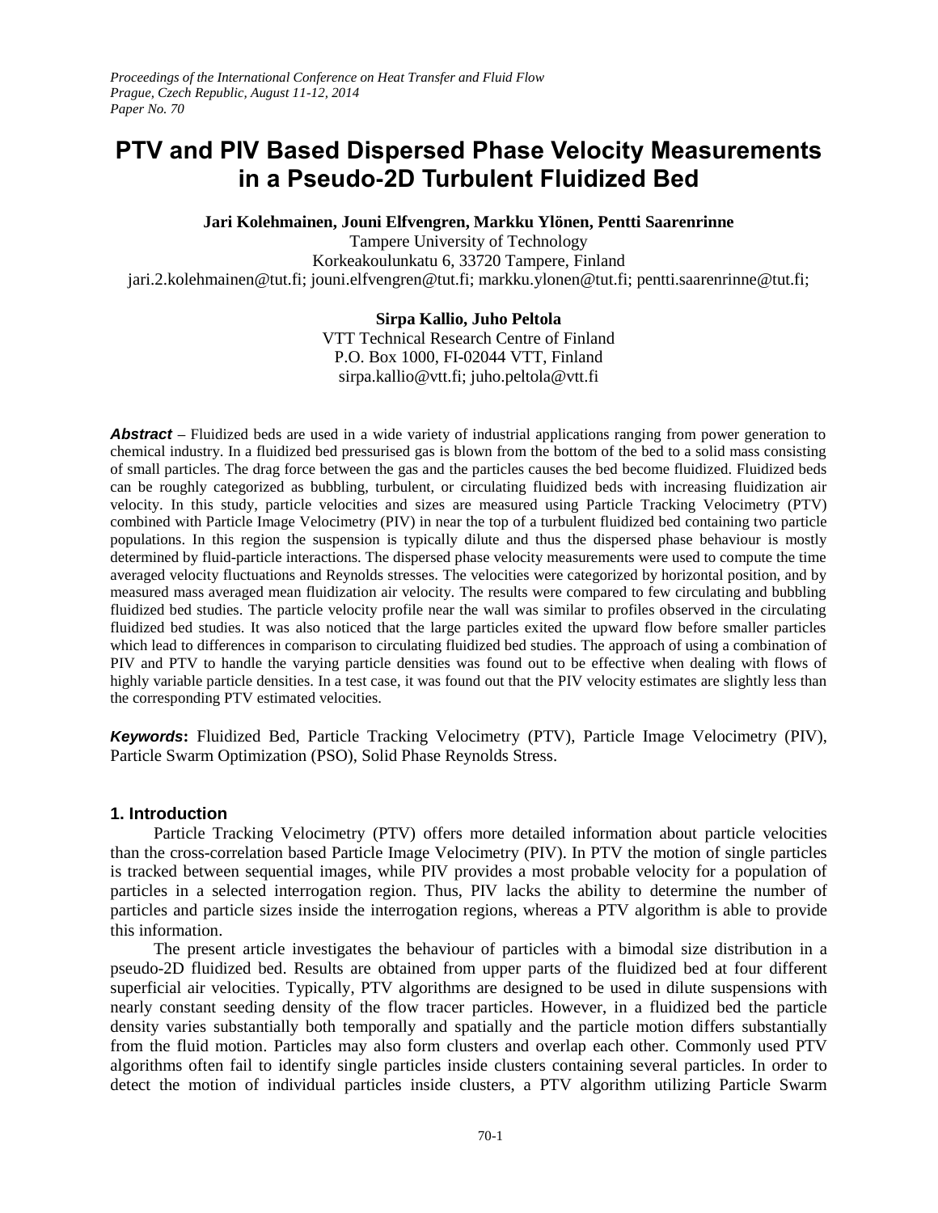*Proceedings of the International Conference on Heat Transfer and Fluid Flow*
*Prague, Czech Republic, August 11-12, 2014*
*Paper No. 70*

# PTV and PIV Based Dispersed Phase Velocity Measurements in a Pseudo-2D Turbulent Fluidized Bed

**Jari Kolehmainen, Jouni Elfvengren, Markku Ylönen, Pentti Saarenrinne**
Tampere University of Technology
Korkeakoulunkatu 6, 33720 Tampere, Finland
jari.2.kolehmainen@tut.fi; jouni.elfvengren@tut.fi; markku.ylonen@tut.fi; pentti.saarenrinne@tut.fi;

**Sirpa Kallio, Juho Peltola**
VTT Technical Research Centre of Finland
P.O. Box 1000, FI-02044 VTT, Finland
sirpa.kallio@vtt.fi; juho.peltola@vtt.fi

***Abstract*** – Fluidized beds are used in a wide variety of industrial applications ranging from power generation to chemical industry. In a fluidized bed pressurised gas is blown from the bottom of the bed to a solid mass consisting of small particles. The drag force between the gas and the particles causes the bed become fluidized. Fluidized beds can be roughly categorized as bubbling, turbulent, or circulating fluidized beds with increasing fluidization air velocity. In this study, particle velocities and sizes are measured using Particle Tracking Velocimetry (PTV) combined with Particle Image Velocimetry (PIV) in near the top of a turbulent fluidized bed containing two particle populations. In this region the suspension is typically dilute and thus the dispersed phase behaviour is mostly determined by fluid-particle interactions. The dispersed phase velocity measurements were used to compute the time averaged velocity fluctuations and Reynolds stresses. The velocities were categorized by horizontal position, and by measured mass averaged mean fluidization air velocity. The results were compared to few circulating and bubbling fluidized bed studies. The particle velocity profile near the wall was similar to profiles observed in the circulating fluidized bed studies. It was also noticed that the large particles exited the upward flow before smaller particles which lead to differences in comparison to circulating fluidized bed studies. The approach of using a combination of PIV and PTV to handle the varying particle densities was found out to be effective when dealing with flows of highly variable particle densities. In a test case, it was found out that the PIV velocity estimates are slightly less than the corresponding PTV estimated velocities.

***Keywords*****:** Fluidized Bed, Particle Tracking Velocimetry (PTV), Particle Image Velocimetry (PIV), Particle Swarm Optimization (PSO), Solid Phase Reynolds Stress.

## 1. Introduction

Particle Tracking Velocimetry (PTV) offers more detailed information about particle velocities than the cross-correlation based Particle Image Velocimetry (PIV). In PTV the motion of single particles is tracked between sequential images, while PIV provides a most probable velocity for a population of particles in a selected interrogation region. Thus, PIV lacks the ability to determine the number of particles and particle sizes inside the interrogation regions, whereas a PTV algorithm is able to provide this information.

The present article investigates the behaviour of particles with a bimodal size distribution in a pseudo-2D fluidized bed. Results are obtained from upper parts of the fluidized bed at four different superficial air velocities. Typically, PTV algorithms are designed to be used in dilute suspensions with nearly constant seeding density of the flow tracer particles. However, in a fluidized bed the particle density varies substantially both temporally and spatially and the particle motion differs substantially from the fluid motion. Particles may also form clusters and overlap each other. Commonly used PTV algorithms often fail to identify single particles inside clusters containing several particles. In order to detect the motion of individual particles inside clusters, a PTV algorithm utilizing Particle Swarm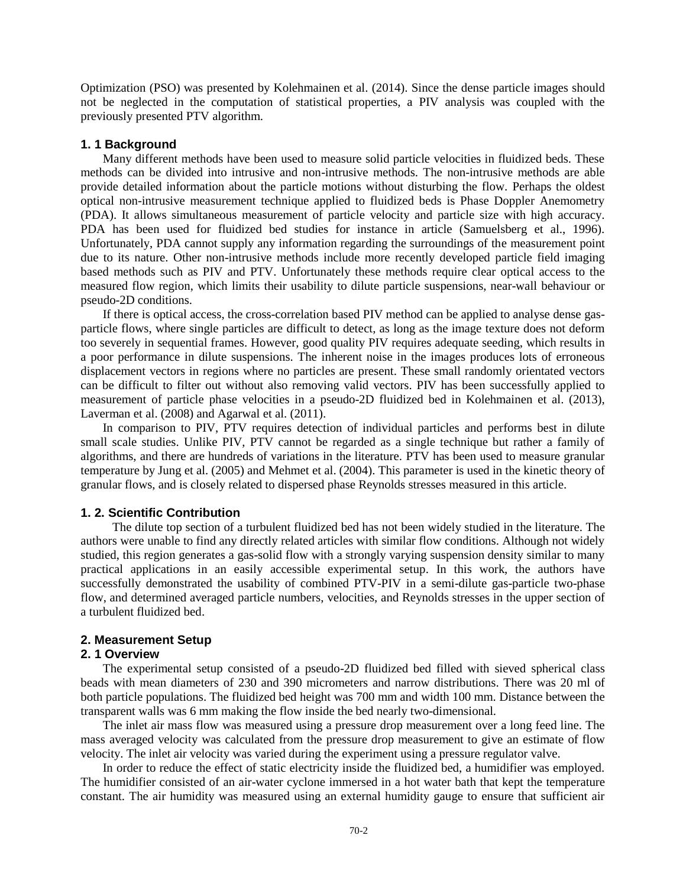Optimization (PSO) was presented by Kolehmainen et al. (2014). Since the dense particle images should not be neglected in the computation of statistical properties, a PIV analysis was coupled with the previously presented PTV algorithm.

## 1. 1 Background

Many different methods have been used to measure solid particle velocities in fluidized beds. These methods can be divided into intrusive and non-intrusive methods. The non-intrusive methods are able provide detailed information about the particle motions without disturbing the flow. Perhaps the oldest optical non-intrusive measurement technique applied to fluidized beds is Phase Doppler Anemometry (PDA). It allows simultaneous measurement of particle velocity and particle size with high accuracy. PDA has been used for fluidized bed studies for instance in article (Samuelsberg et al., 1996). Unfortunately, PDA cannot supply any information regarding the surroundings of the measurement point due to its nature. Other non-intrusive methods include more recently developed particle field imaging based methods such as PIV and PTV. Unfortunately these methods require clear optical access to the measured flow region, which limits their usability to dilute particle suspensions, near-wall behaviour or pseudo-2D conditions.

If there is optical access, the cross-correlation based PIV method can be applied to analyse dense gas-particle flows, where single particles are difficult to detect, as long as the image texture does not deform too severely in sequential frames. However, good quality PIV requires adequate seeding, which results in a poor performance in dilute suspensions. The inherent noise in the images produces lots of erroneous displacement vectors in regions where no particles are present. These small randomly orientated vectors can be difficult to filter out without also removing valid vectors. PIV has been successfully applied to measurement of particle phase velocities in a pseudo-2D fluidized bed in Kolehmainen et al. (2013), Laverman et al. (2008) and Agarwal et al. (2011).

In comparison to PIV, PTV requires detection of individual particles and performs best in dilute small scale studies. Unlike PIV, PTV cannot be regarded as a single technique but rather a family of algorithms, and there are hundreds of variations in the literature. PTV has been used to measure granular temperature by Jung et al. (2005) and Mehmet et al. (2004). This parameter is used in the kinetic theory of granular flows, and is closely related to dispersed phase Reynolds stresses measured in this article.

## 1. 2. Scientific Contribution

The dilute top section of a turbulent fluidized bed has not been widely studied in the literature. The authors were unable to find any directly related articles with similar flow conditions. Although not widely studied, this region generates a gas-solid flow with a strongly varying suspension density similar to many practical applications in an easily accessible experimental setup. In this work, the authors have successfully demonstrated the usability of combined PTV-PIV in a semi-dilute gas-particle two-phase flow, and determined averaged particle numbers, velocities, and Reynolds stresses in the upper section of a turbulent fluidized bed.

# 2. Measurement Setup

## 2. 1 Overview

The experimental setup consisted of a pseudo-2D fluidized bed filled with sieved spherical class beads with mean diameters of 230 and 390 micrometers and narrow distributions. There was 20 ml of both particle populations. The fluidized bed height was 700 mm and width 100 mm. Distance between the transparent walls was 6 mm making the flow inside the bed nearly two-dimensional.

The inlet air mass flow was measured using a pressure drop measurement over a long feed line. The mass averaged velocity was calculated from the pressure drop measurement to give an estimate of flow velocity. The inlet air velocity was varied during the experiment using a pressure regulator valve.

In order to reduce the effect of static electricity inside the fluidized bed, a humidifier was employed. The humidifier consisted of an air-water cyclone immersed in a hot water bath that kept the temperature constant. The air humidity was measured using an external humidity gauge to ensure that sufficient air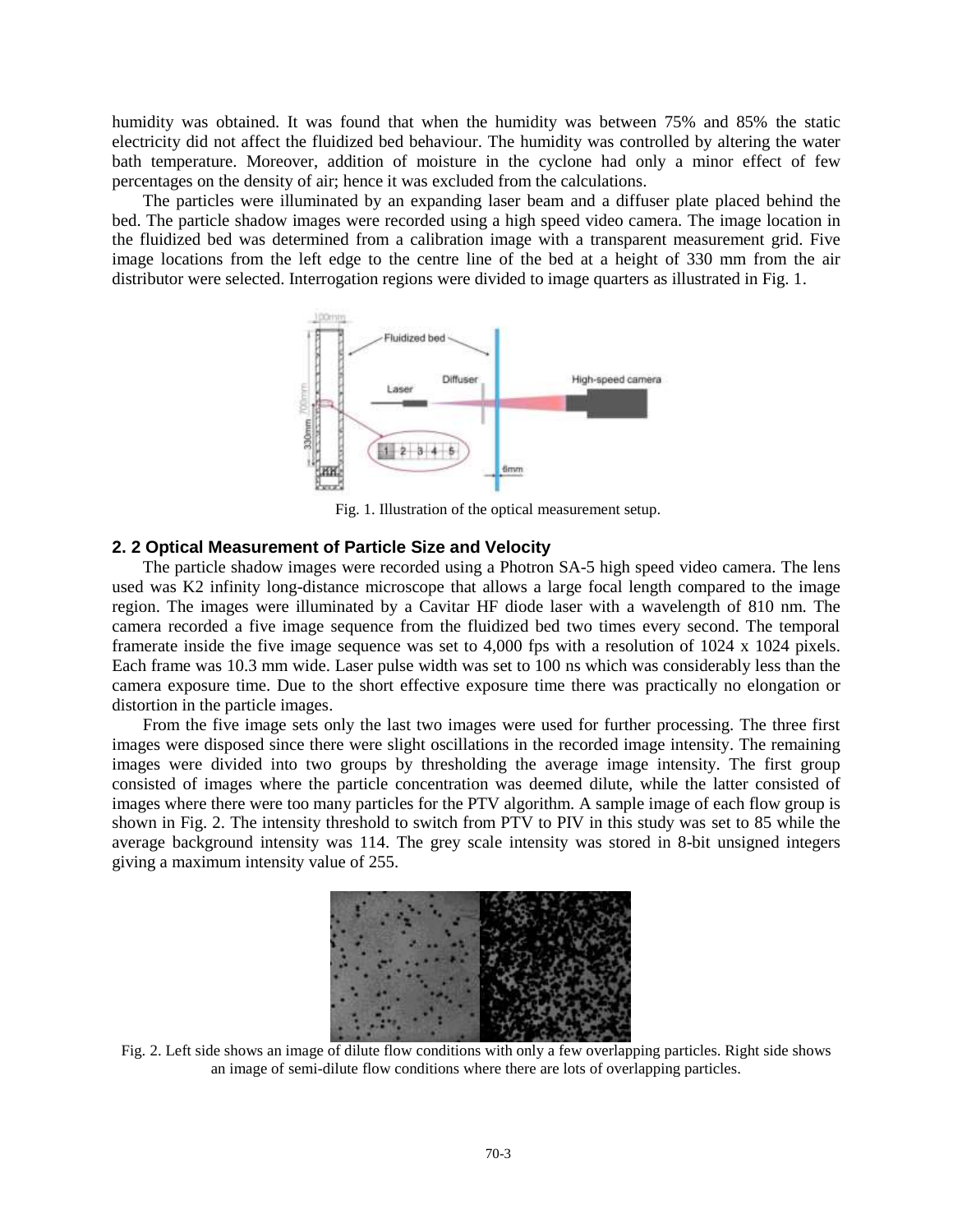humidity was obtained. It was found that when the humidity was between 75% and 85% the static electricity did not affect the fluidized bed behaviour. The humidity was controlled by altering the water bath temperature. Moreover, addition of moisture in the cyclone had only a minor effect of few percentages on the density of air; hence it was excluded from the calculations.

The particles were illuminated by an expanding laser beam and a diffuser plate placed behind the bed. The particle shadow images were recorded using a high speed video camera. The image location in the fluidized bed was determined from a calibration image with a transparent measurement grid. Five image locations from the left edge to the centre line of the bed at a height of 330 mm from the air distributor were selected. Interrogation regions were divided to image quarters as illustrated in Fig. 1.

Fig. 1. Illustration of the optical measurement setup.

### 2. 2 Optical Measurement of Particle Size and Velocity

The particle shadow images were recorded using a Photron SA-5 high speed video camera. The lens used was K2 infinity long-distance microscope that allows a large focal length compared to the image region. The images were illuminated by a Cavitar HF diode laser with a wavelength of 810 nm. The camera recorded a five image sequence from the fluidized bed two times every second. The temporal framerate inside the five image sequence was set to 4,000 fps with a resolution of 1024 x 1024 pixels. Each frame was 10.3 mm wide. Laser pulse width was set to 100 ns which was considerably less than the camera exposure time. Due to the short effective exposure time there was practically no elongation or distortion in the particle images.

From the five image sets only the last two images were used for further processing. The three first images were disposed since there were slight oscillations in the recorded image intensity. The remaining images were divided into two groups by thresholding the average image intensity. The first group consisted of images where the particle concentration was deemed dilute, while the latter consisted of images where there were too many particles for the PTV algorithm. A sample image of each flow group is shown in Fig. 2. The intensity threshold to switch from PTV to PIV in this study was set to 85 while the average background intensity was 114. The grey scale intensity was stored in 8-bit unsigned integers giving a maximum intensity value of 255.

Fig. 2. Left side shows an image of dilute flow conditions with only a few overlapping particles. Right side shows an image of semi-dilute flow conditions where there are lots of overlapping particles.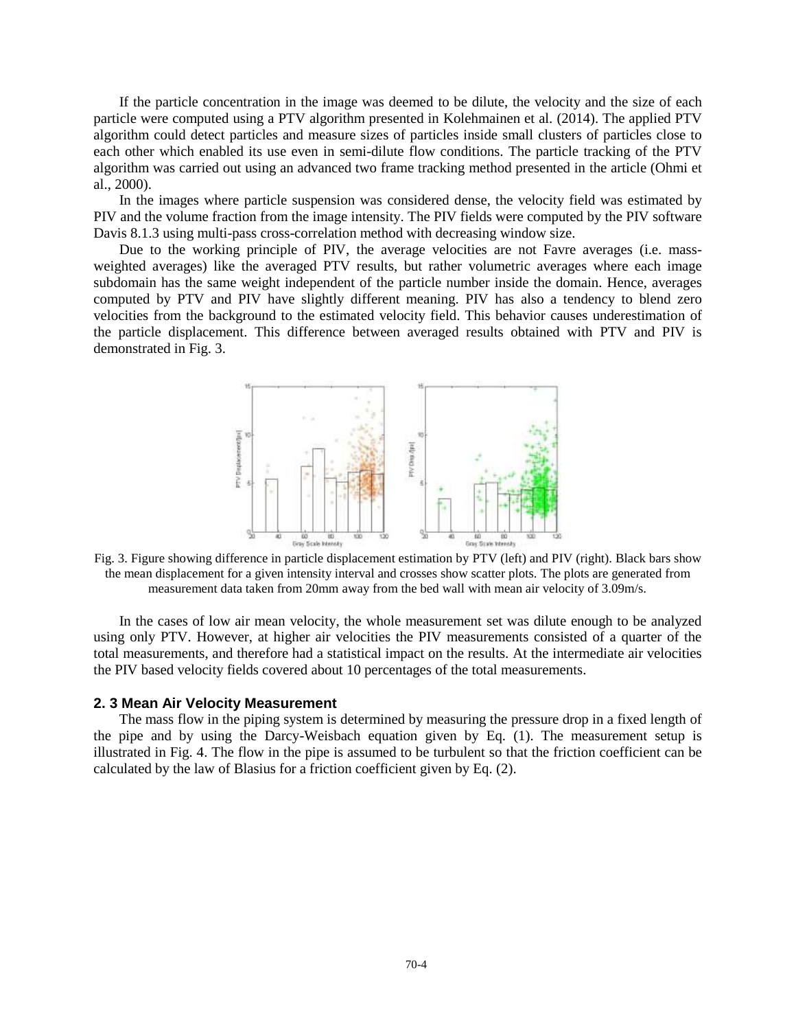If the particle concentration in the image was deemed to be dilute, the velocity and the size of each particle were computed using a PTV algorithm presented in Kolehmainen et al. (2014). The applied PTV algorithm could detect particles and measure sizes of particles inside small clusters of particles close to each other which enabled its use even in semi-dilute flow conditions. The particle tracking of the PTV algorithm was carried out using an advanced two frame tracking method presented in the article (Ohmi et al., 2000).

In the images where particle suspension was considered dense, the velocity field was estimated by PIV and the volume fraction from the image intensity. The PIV fields were computed by the PIV software Davis 8.1.3 using multi-pass cross-correlation method with decreasing window size.

Due to the working principle of PIV, the average velocities are not Favre averages (i.e. mass-weighted averages) like the averaged PTV results, but rather volumetric averages where each image subdomain has the same weight independent of the particle number inside the domain. Hence, averages computed by PTV and PIV have slightly different meaning. PIV has also a tendency to blend zero velocities from the background to the estimated velocity field. This behavior causes underestimation of the particle displacement. This difference between averaged results obtained with PTV and PIV is demonstrated in Fig. 3.

Fig. 3. Figure showing difference in particle displacement estimation by PTV (left) and PIV (right). Black bars show the mean displacement for a given intensity interval and crosses show scatter plots. The plots are generated from measurement data taken from 20mm away from the bed wall with mean air velocity of 3.09m/s.

In the cases of low air mean velocity, the whole measurement set was dilute enough to be analyzed using only PTV. However, at higher air velocities the PIV measurements consisted of a quarter of the total measurements, and therefore had a statistical impact on the results. At the intermediate air velocities the PIV based velocity fields covered about 10 percentages of the total measurements.

## 2. 3 Mean Air Velocity Measurement

The mass flow in the piping system is determined by measuring the pressure drop in a fixed length of the pipe and by using the Darcy-Weisbach equation given by Eq. (1). The measurement setup is illustrated in Fig. 4. The flow in the pipe is assumed to be turbulent so that the friction coefficient can be calculated by the law of Blasius for a friction coefficient given by Eq. (2).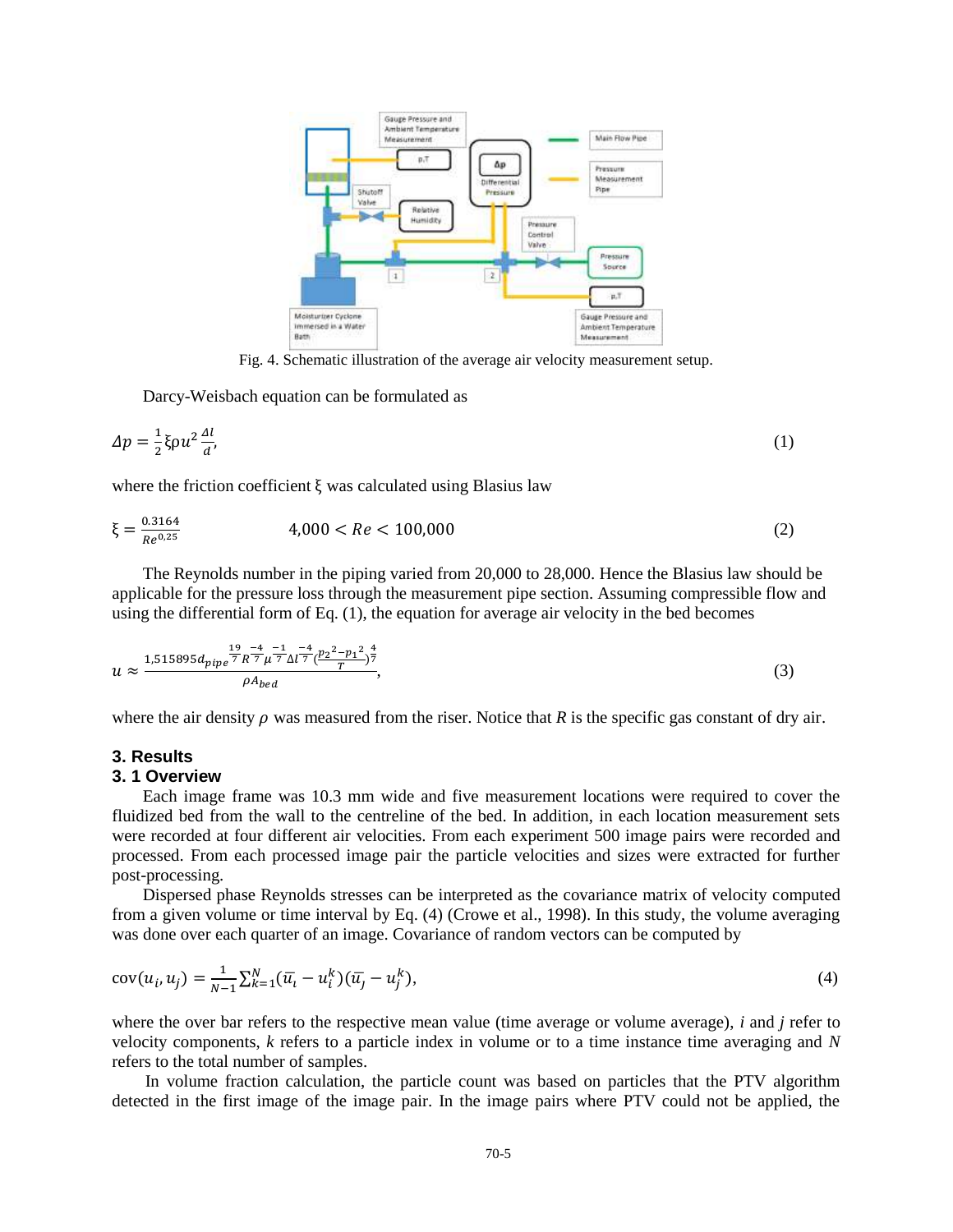Fig. 4. Schematic illustration of the average air velocity measurement setup.

Darcy-Weisbach equation can be formulated as

$$\Delta p = \frac{1}{2}\xi\rho u^2 \frac{\Delta l}{d}, \tag{1}$$

where the friction coefficient ξ was calculated using Blasius law

$$\xi = \frac{0.3164}{Re^{0.25}} \qquad 4{,}000 < Re < 100{,}000 \tag{2}$$

The Reynolds number in the piping varied from 20,000 to 28,000. Hence the Blasius law should be applicable for the pressure loss through the measurement pipe section. Assuming compressible flow and using the differential form of Eq. (1), the equation for average air velocity in the bed becomes

$$u \approx \frac{1{,}515895 d_{pipe}^{\frac{19}{7}} R^{\frac{-4}{7}} \mu^{\frac{-1}{7}} \Delta l^{\frac{-4}{7}} \left(\frac{p_2{}^2 - p_1{}^2}{T}\right)^{\frac{4}{7}}}{\rho A_{bed}}, \tag{3}$$

where the air density $\rho$ was measured from the riser. Notice that $R$ is the specific gas constant of dry air.

## 3. Results

### 3. 1 Overview

Each image frame was 10.3 mm wide and five measurement locations were required to cover the fluidized bed from the wall to the centreline of the bed. In addition, in each location measurement sets were recorded at four different air velocities. From each experiment 500 image pairs were recorded and processed. From each processed image pair the particle velocities and sizes were extracted for further post-processing.

Dispersed phase Reynolds stresses can be interpreted as the covariance matrix of velocity computed from a given volume or time interval by Eq. (4) (Crowe et al., 1998). In this study, the volume averaging was done over each quarter of an image. Covariance of random vectors can be computed by

$$\mathrm{cov}(u_i, u_j) = \frac{1}{N-1}\sum_{k=1}^{N}(\overline{u_i} - u_i^k)(\overline{u_j} - u_j^k), \tag{4}$$

where the over bar refers to the respective mean value (time average or volume average), $i$ and $j$ refer to velocity components, $k$ refers to a particle index in volume or to a time instance time averaging and $N$ refers to the total number of samples.

In volume fraction calculation, the particle count was based on particles that the PTV algorithm detected in the first image of the image pair. In the image pairs where PTV could not be applied, the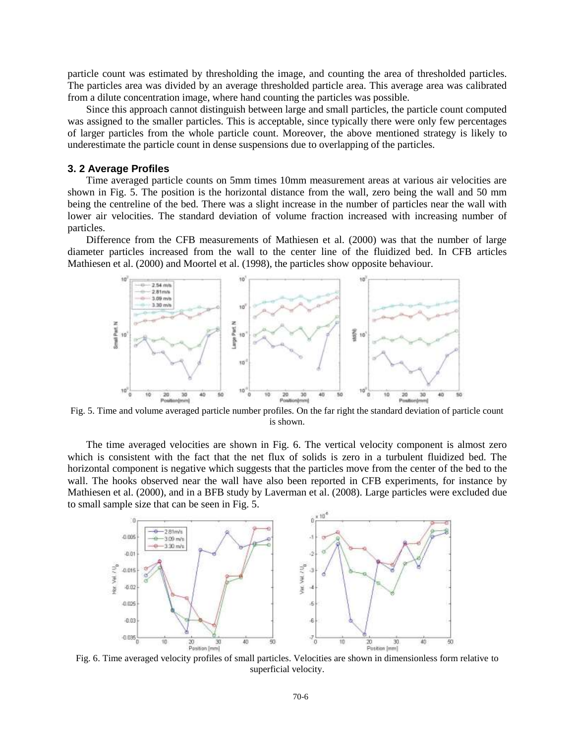particle count was estimated by thresholding the image, and counting the area of thresholded particles. The particles area was divided by an average thresholded particle area. This average area was calibrated from a dilute concentration image, where hand counting the particles was possible.

Since this approach cannot distinguish between large and small particles, the particle count computed was assigned to the smaller particles. This is acceptable, since typically there were only few percentages of larger particles from the whole particle count. Moreover, the above mentioned strategy is likely to underestimate the particle count in dense suspensions due to overlapping of the particles.

### 3. 2 Average Profiles

Time averaged particle counts on 5mm times 10mm measurement areas at various air velocities are shown in Fig. 5. The position is the horizontal distance from the wall, zero being the wall and 50 mm being the centreline of the bed. There was a slight increase in the number of particles near the wall with lower air velocities. The standard deviation of volume fraction increased with increasing number of particles.

Difference from the CFB measurements of Mathiesen et al. (2000) was that the number of large diameter particles increased from the wall to the center line of the fluidized bed. In CFB articles Mathiesen et al. (2000) and Moortel et al. (1998), the particles show opposite behaviour.

Fig. 5. Time and volume averaged particle number profiles. On the far right the standard deviation of particle count is shown.

The time averaged velocities are shown in Fig. 6. The vertical velocity component is almost zero which is consistent with the fact that the net flux of solids is zero in a turbulent fluidized bed. The horizontal component is negative which suggests that the particles move from the center of the bed to the wall. The hooks observed near the wall have also been reported in CFB experiments, for instance by Mathiesen et al. (2000), and in a BFB study by Laverman et al. (2008). Large particles were excluded due to small sample size that can be seen in Fig. 5.

Fig. 6. Time averaged velocity profiles of small particles. Velocities are shown in dimensionless form relative to superficial velocity.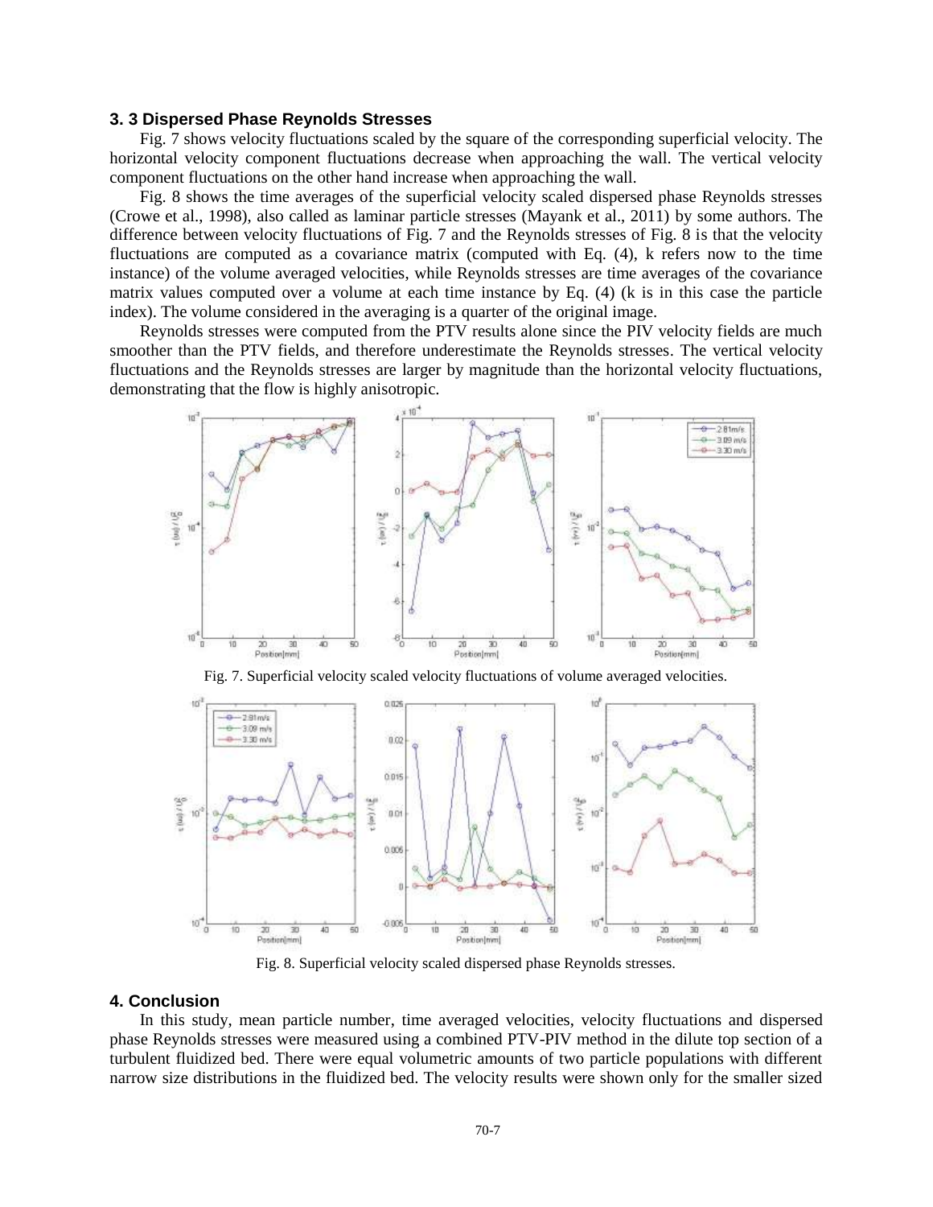### 3. 3 Dispersed Phase Reynolds Stresses

Fig. 7 shows velocity fluctuations scaled by the square of the corresponding superficial velocity. The horizontal velocity component fluctuations decrease when approaching the wall. The vertical velocity component fluctuations on the other hand increase when approaching the wall.

Fig. 8 shows the time averages of the superficial velocity scaled dispersed phase Reynolds stresses (Crowe et al., 1998), also called as laminar particle stresses (Mayank et al., 2011) by some authors. The difference between velocity fluctuations of Fig. 7 and the Reynolds stresses of Fig. 8 is that the velocity fluctuations are computed as a covariance matrix (computed with Eq. (4), k refers now to the time instance) of the volume averaged velocities, while Reynolds stresses are time averages of the covariance matrix values computed over a volume at each time instance by Eq. (4) (k is in this case the particle index). The volume considered in the averaging is a quarter of the original image.

Reynolds stresses were computed from the PTV results alone since the PIV velocity fields are much smoother than the PTV fields, and therefore underestimate the Reynolds stresses. The vertical velocity fluctuations and the Reynolds stresses are larger by magnitude than the horizontal velocity fluctuations, demonstrating that the flow is highly anisotropic.

Fig. 7. Superficial velocity scaled velocity fluctuations of volume averaged velocities.

Fig. 8. Superficial velocity scaled dispersed phase Reynolds stresses.

## 4. Conclusion

In this study, mean particle number, time averaged velocities, velocity fluctuations and dispersed phase Reynolds stresses were measured using a combined PTV-PIV method in the dilute top section of a turbulent fluidized bed. There were equal volumetric amounts of two particle populations with different narrow size distributions in the fluidized bed. The velocity results were shown only for the smaller sized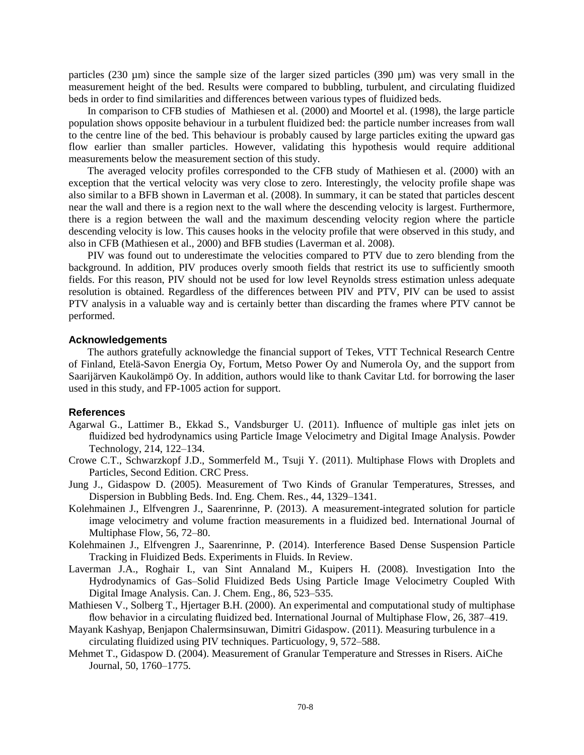particles (230 µm) since the sample size of the larger sized particles (390 µm) was very small in the measurement height of the bed. Results were compared to bubbling, turbulent, and circulating fluidized beds in order to find similarities and differences between various types of fluidized beds.

In comparison to CFB studies of Mathiesen et al. (2000) and Moortel et al. (1998), the large particle population shows opposite behaviour in a turbulent fluidized bed: the particle number increases from wall to the centre line of the bed. This behaviour is probably caused by large particles exiting the upward gas flow earlier than smaller particles. However, validating this hypothesis would require additional measurements below the measurement section of this study.

The averaged velocity profiles corresponded to the CFB study of Mathiesen et al. (2000) with an exception that the vertical velocity was very close to zero. Interestingly, the velocity profile shape was also similar to a BFB shown in Laverman et al. (2008). In summary, it can be stated that particles descent near the wall and there is a region next to the wall where the descending velocity is largest. Furthermore, there is a region between the wall and the maximum descending velocity region where the particle descending velocity is low. This causes hooks in the velocity profile that were observed in this study, and also in CFB (Mathiesen et al., 2000) and BFB studies (Laverman et al. 2008).

PIV was found out to underestimate the velocities compared to PTV due to zero blending from the background. In addition, PIV produces overly smooth fields that restrict its use to sufficiently smooth fields. For this reason, PIV should not be used for low level Reynolds stress estimation unless adequate resolution is obtained. Regardless of the differences between PIV and PTV, PIV can be used to assist PTV analysis in a valuable way and is certainly better than discarding the frames where PTV cannot be performed.

## Acknowledgements

The authors gratefully acknowledge the financial support of Tekes, VTT Technical Research Centre of Finland, Etelä-Savon Energia Oy, Fortum, Metso Power Oy and Numerola Oy, and the support from Saarijärven Kaukolämpö Oy. In addition, authors would like to thank Cavitar Ltd. for borrowing the laser used in this study, and FP-1005 action for support.

## References

Agarwal G., Lattimer B., Ekkad S., Vandsburger U. (2011). Influence of multiple gas inlet jets on fluidized bed hydrodynamics using Particle Image Velocimetry and Digital Image Analysis. Powder Technology, 214, 122–134.

Crowe C.T., Schwarzkopf J.D., Sommerfeld M., Tsuji Y. (2011). Multiphase Flows with Droplets and Particles, Second Edition. CRC Press.

Jung J., Gidaspow D. (2005). Measurement of Two Kinds of Granular Temperatures, Stresses, and Dispersion in Bubbling Beds. Ind. Eng. Chem. Res., 44, 1329–1341.

Kolehmainen J., Elfvengren J., Saarenrinne, P. (2013). A measurement-integrated solution for particle image velocimetry and volume fraction measurements in a fluidized bed. International Journal of Multiphase Flow, 56, 72–80.

Kolehmainen J., Elfvengren J., Saarenrinne, P. (2014). Interference Based Dense Suspension Particle Tracking in Fluidized Beds. Experiments in Fluids. In Review.

Laverman J.A., Roghair I., van Sint Annaland M., Kuipers H. (2008). Investigation Into the Hydrodynamics of Gas–Solid Fluidized Beds Using Particle Image Velocimetry Coupled With Digital Image Analysis. Can. J. Chem. Eng., 86, 523–535.

Mathiesen V., Solberg T., Hjertager B.H. (2000). An experimental and computational study of multiphase flow behavior in a circulating fluidized bed. International Journal of Multiphase Flow, 26, 387–419.

Mayank Kashyap, Benjapon Chalermsinsuwan, Dimitri Gidaspow. (2011). Measuring turbulence in a circulating fluidized using PIV techniques. Particuology, 9, 572–588.

Mehmet T., Gidaspow D. (2004). Measurement of Granular Temperature and Stresses in Risers. AiChe Journal, 50, 1760–1775.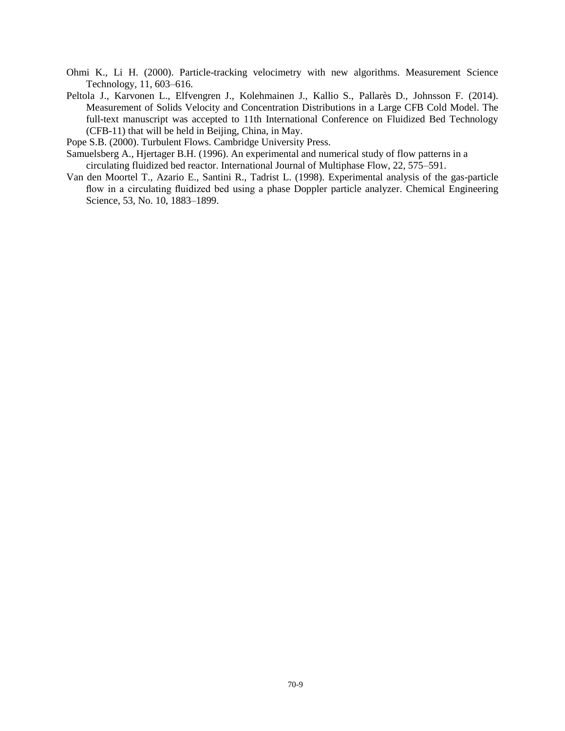Ohmi K., Li H. (2000). Particle-tracking velocimetry with new algorithms. Measurement Science Technology, 11, 603–616.

Peltola J., Karvonen L., Elfvengren J., Kolehmainen J., Kallio S., Pallarès D., Johnsson F. (2014). Measurement of Solids Velocity and Concentration Distributions in a Large CFB Cold Model. The full-text manuscript was accepted to 11th International Conference on Fluidized Bed Technology (CFB-11) that will be held in Beijing, China, in May.

Pope S.B. (2000). Turbulent Flows. Cambridge University Press.

Samuelsberg A., Hjertager B.H. (1996). An experimental and numerical study of flow patterns in a circulating fluidized bed reactor. International Journal of Multiphase Flow, 22, 575–591.

Van den Moortel T., Azario E., Santini R., Tadrist L. (1998). Experimental analysis of the gas-particle flow in a circulating fluidized bed using a phase Doppler particle analyzer. Chemical Engineering Science, 53, No. 10, 1883–1899.